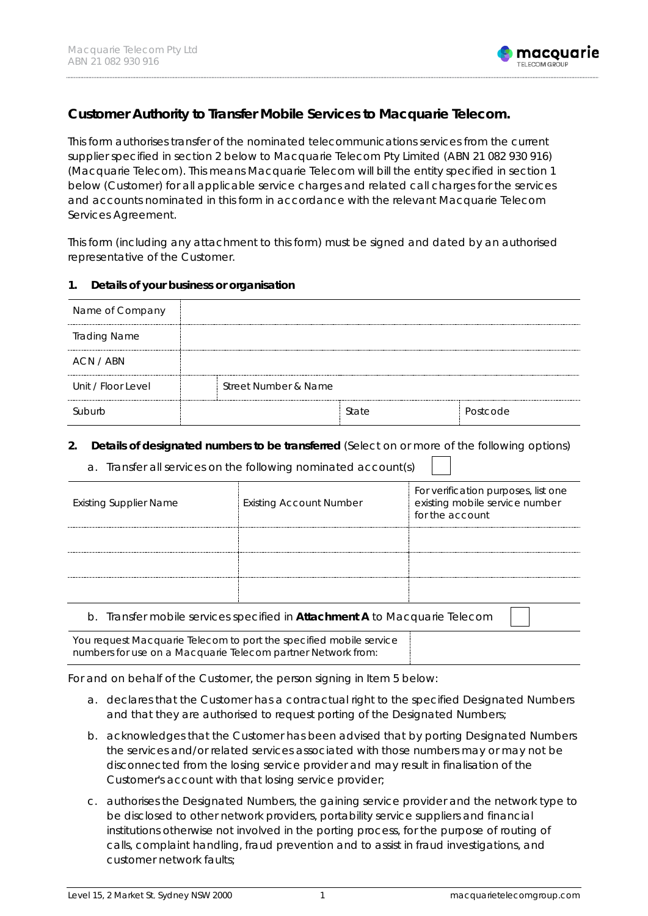## Customer Authority to Transfer Mobile Services to Macquarie Telecom.

This form authorises transfer of the nominated telecommunications services from the current supplier specified in section 2 below to Macquarie Telecom Pty Limited (ABN 21 082 930 916) (Macquarie Telecom). This means Macquarie Telecom will bill the entity specified in section 1 below (Customer) for all applicable service charges and related call charges for the services and accounts nominated in this form in accordance with the relevant Macquarie Telecom Services Agreement.

This form (including any attachment to this form) must be signed and dated by an authorised representative of the Customer.

**1. Details of your business or organisation**

| Name of Company | | | |
|---|---|---|---|
| Trading Name | | | |
| ACN / ABN | | | |
| Unit / Floor Level | | Street Number & Name | |
| Suburb | | State | Postcode |

**2. Details of designated numbers to be transferred** (Select on or more of the following options)

a. Transfer all services on the following nominated account(s) ☐

| Existing Supplier Name | Existing Account Number | For verification purposes, list one existing mobile service number for the account |
|---|---|---|
| | | |
| | | |
| | | |

b. Transfer mobile services specified in **Attachment A** to Macquarie Telecom ☐

| You request Macquarie Telecom to port the specified mobile service numbers for use on a Macquarie Telecom partner Network from: | |
|---|---|

For and on behalf of the Customer, the person signing in Item 5 below:

a. declares that the Customer has a contractual right to the specified Designated Numbers and that they are authorised to request porting of the Designated Numbers;

b. acknowledges that the Customer has been advised that by porting Designated Numbers the services and/or related services associated with those numbers may or may not be disconnected from the losing service provider and may result in finalisation of the Customer's account with that losing service provider;

c. authorises the Designated Numbers, the gaining service provider and the network type to be disclosed to other network providers, portability service suppliers and financial institutions otherwise not involved in the porting process, for the purpose of routing of calls, complaint handling, fraud prevention and to assist in fraud investigations, and customer network faults;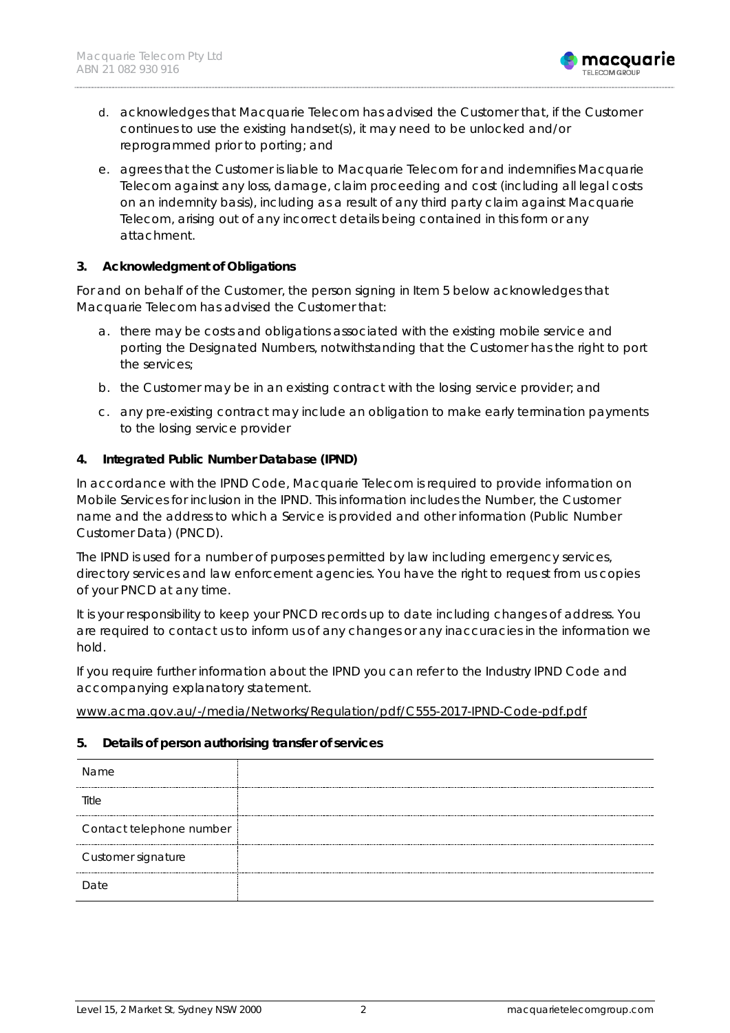d. acknowledges that Macquarie Telecom has advised the Customer that, if the Customer continues to use the existing handset(s), it may need to be unlocked and/or reprogrammed prior to porting; and

e. agrees that the Customer is liable to Macquarie Telecom for and indemnifies Macquarie Telecom against any loss, damage, claim proceeding and cost (including all legal costs on an indemnity basis), including as a result of any third party claim against Macquarie Telecom, arising out of any incorrect details being contained in this form or any attachment.

### 3. Acknowledgment of Obligations

For and on behalf of the Customer, the person signing in Item 5 below acknowledges that Macquarie Telecom has advised the Customer that:

a. there may be costs and obligations associated with the existing mobile service and porting the Designated Numbers, notwithstanding that the Customer has the right to port the services;

b. the Customer may be in an existing contract with the losing service provider; and

c. any pre-existing contract may include an obligation to make early termination payments to the losing service provider

### 4. Integrated Public Number Database (IPND)

In accordance with the IPND Code, Macquarie Telecom is required to provide information on Mobile Services for inclusion in the IPND. This information includes the Number, the Customer name and the address to which a Service is provided and other information (Public Number Customer Data) (PNCD).

The IPND is used for a number of purposes permitted by law including emergency services, directory services and law enforcement agencies. You have the right to request from us copies of your PNCD at any time.

It is your responsibility to keep your PNCD records up to date including changes of address. You are required to contact us to inform us of any changes or any inaccuracies in the information we hold.

If you require further information about the IPND you can refer to the Industry IPND Code and accompanying explanatory statement.

www.acma.gov.au/-/media/Networks/Regulation/pdf/C555-2017-IPND-Code-pdf.pdf

### 5. Details of person authorising transfer of services

| | |
|---|---|
| Name | |
| Title | |
| Contact telephone number | |
| Customer signature | |
| Date | |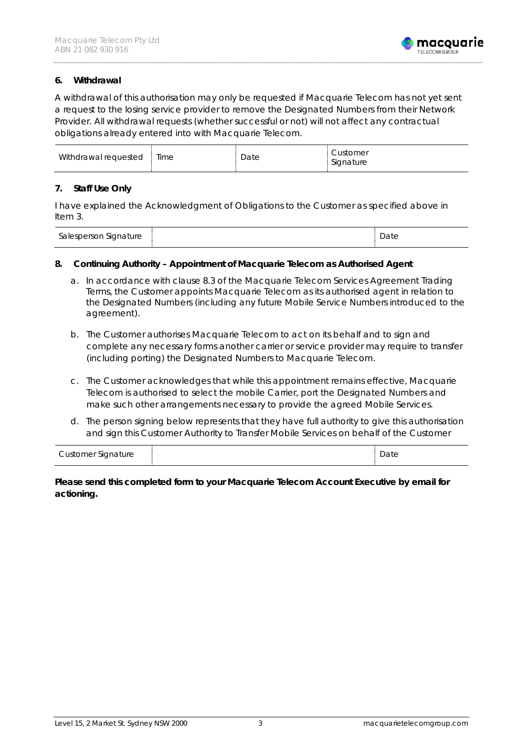**6. Withdrawal**

A withdrawal of this authorisation may only be requested if Macquarie Telecom has not yet sent a request to the losing service provider to remove the Designated Numbers from their Network Provider. All withdrawal requests (whether successful or not) will not affect any contractual obligations already entered into with Macquarie Telecom.

| Withdrawal requested | Time | Date | Customer Signature |
|---|---|---|---|

**7. Staff Use Only**

I have explained the Acknowledgment of Obligations to the Customer as specified above in Item 3.

| Salesperson Signature | | Date |
|---|---|---|

**8. Continuing Authority – Appointment of Macquarie Telecom as Authorised Agent**

a. In accordance with clause 8.3 of the Macquarie Telecom Services Agreement Trading Terms, the Customer appoints Macquarie Telecom as its authorised agent in relation to the Designated Numbers (including any future Mobile Service Numbers introduced to the agreement).

b. The Customer authorises Macquarie Telecom to act on its behalf and to sign and complete any necessary forms another carrier or service provider may require to transfer (including porting) the Designated Numbers to Macquarie Telecom.

c. The Customer acknowledges that while this appointment remains effective, Macquarie Telecom is authorised to select the mobile Carrier, port the Designated Numbers and make such other arrangements necessary to provide the agreed Mobile Services.

d. The person signing below represents that they have full authority to give this authorisation and sign this Customer Authority to Transfer Mobile Services on behalf of the Customer

| Customer Signature | | Date |
|---|---|---|

**Please send this completed form to your Macquarie Telecom Account Executive by email for actioning.**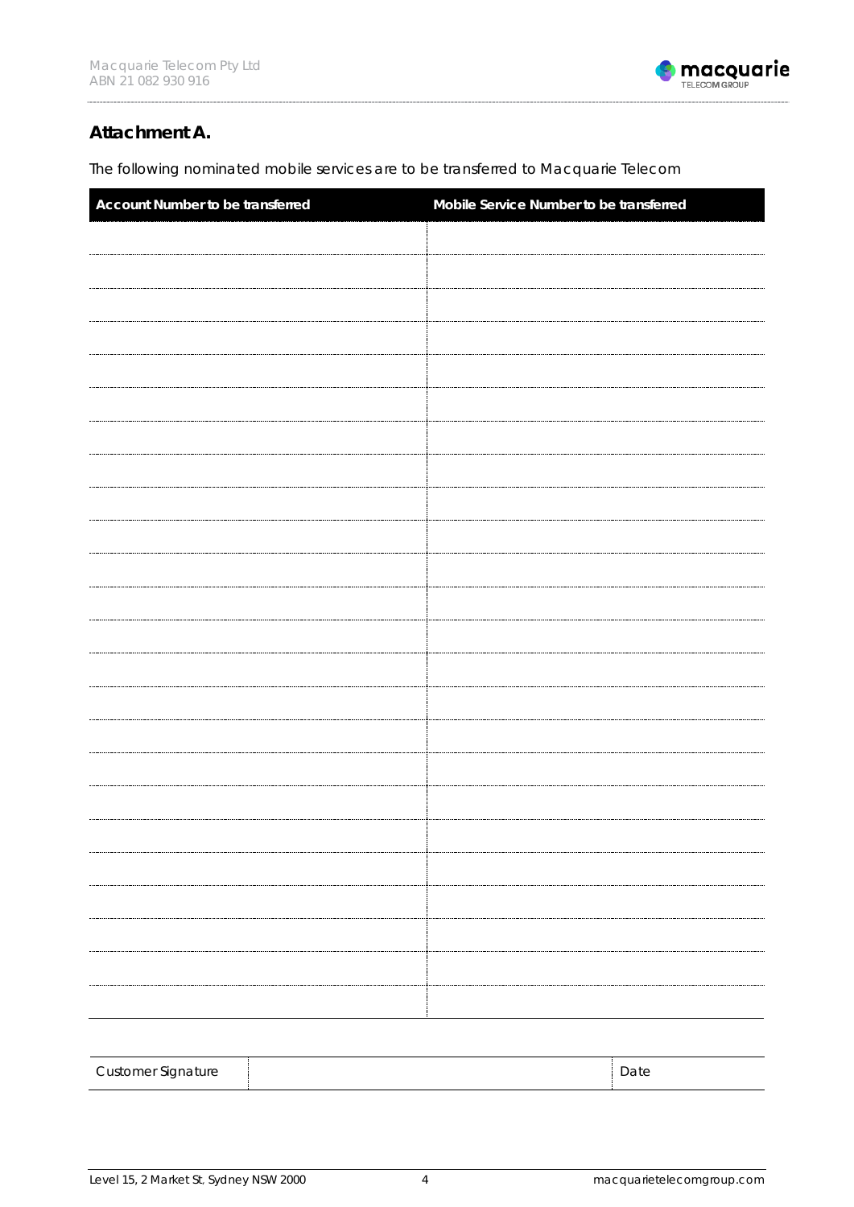## Attachment A.

The following nominated mobile services are to be transferred to Macquarie Telecom

| Account Number to be transferred | Mobile Service Number to be transferred |
|---|---|
| | |
| | |
| | |
| | |
| | |
| | |
| | |
| | |
| | |
| | |
| | |
| | |
| | |
| | |
| | |
| | |
| | |
| | |
| | |
| | |
| | |
| | |
| | |
| | |

| Customer Signature | | Date |
|---|---|---|